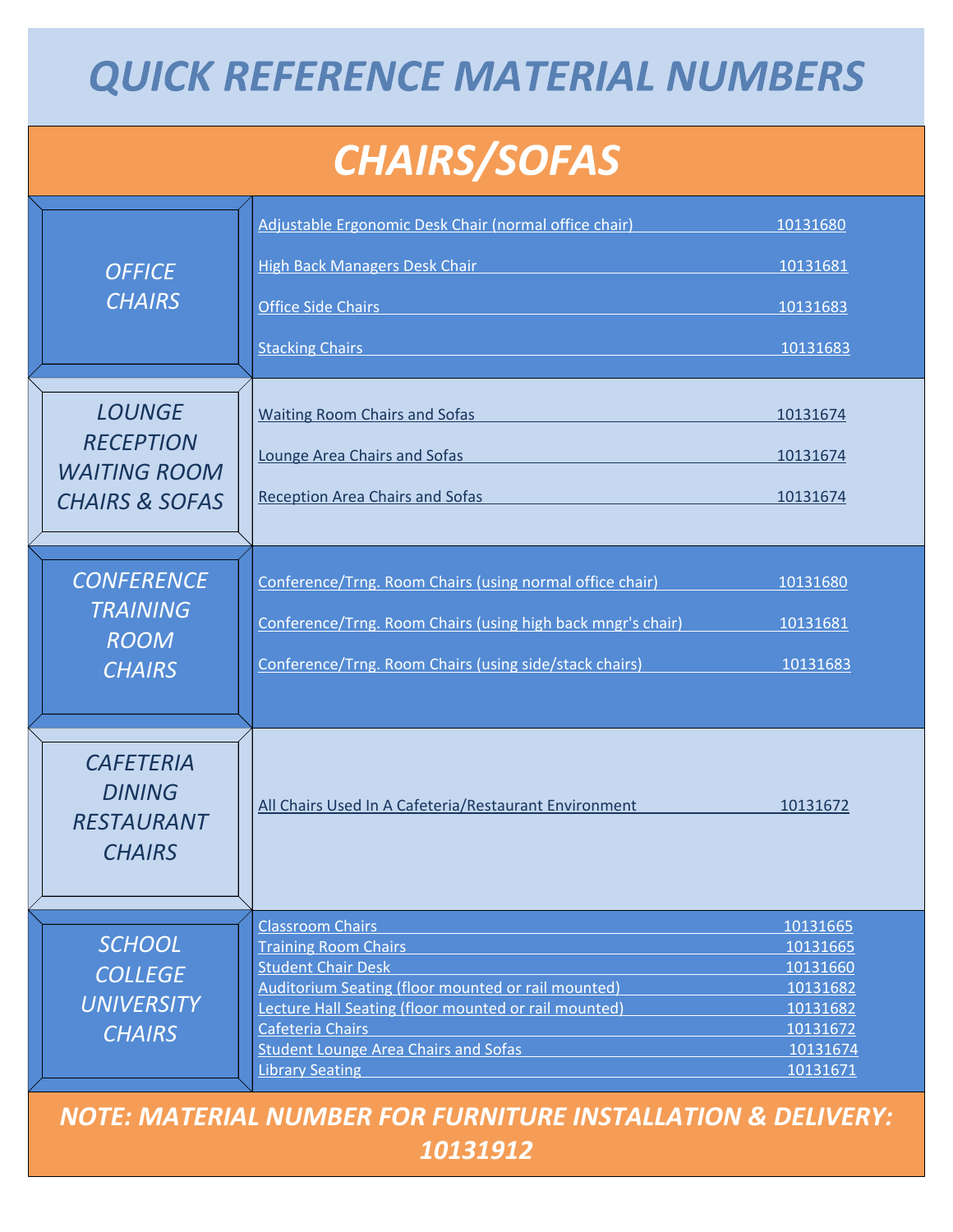# QUICK REFERENCE MATERIAL NUMBERS

## CHAIRS/SOFAS

| Category | Item | Material Number |
|---|---|---|
| *OFFICE CHAIRS* | Adjustable Ergonomic Desk Chair (normal office chair) | 10131680 |
| | High Back Managers Desk Chair | 10131681 |
| | Office Side Chairs | 10131683 |
| | Stacking Chairs | 10131683 |
| *LOUNGE RECEPTION WAITING ROOM CHAIRS & SOFAS* | Waiting Room Chairs and Sofas | 10131674 |
| | Lounge Area Chairs and Sofas | 10131674 |
| | Reception Area Chairs and Sofas | 10131674 |
| *CONFERENCE TRAINING ROOM CHAIRS* | Conference/Trng. Room Chairs (using normal office chair) | 10131680 |
| | Conference/Trng. Room Chairs (using high back mngr's chair) | 10131681 |
| | Conference/Trng. Room Chairs (using side/stack chairs) | 10131683 |
| *CAFETERIA DINING RESTAURANT CHAIRS* | All Chairs Used In A Cafeteria/Restaurant Environment | 10131672 |
| *SCHOOL COLLEGE UNIVERSITY CHAIRS* | Classroom Chairs | 10131665 |
| | Training Room Chairs | 10131665 |
| | Student Chair Desk | 10131660 |
| | Auditorium Seating (floor mounted or rail mounted) | 10131682 |
| | Lecture Hall Seating (floor mounted or rail mounted) | 10131682 |
| | Cafeteria Chairs | 10131672 |
| | Student Lounge Area Chairs and Sofas | 10131674 |
| | Library Seating | 10131671 |

***NOTE: MATERIAL NUMBER FOR FURNITURE INSTALLATION & DELIVERY: 10131912***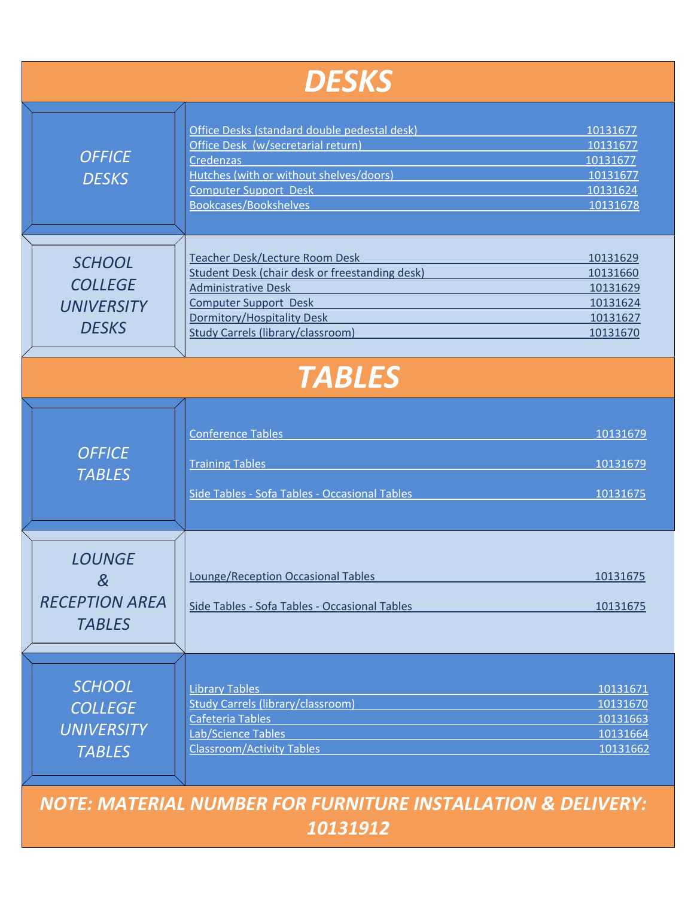# *DESKS*

## *OFFICE DESKS*

| Item | Material Number |
|---|---|
| Office Desks (standard double pedestal desk) | 10131677 |
| Office Desk (w/secretarial return) | 10131677 |
| Credenzas | 10131677 |
| Hutches (with or without shelves/doors) | 10131677 |
| Computer Support Desk | 10131624 |
| Bookcases/Bookshelves | 10131678 |

## *SCHOOL COLLEGE UNIVERSITY DESKS*

| Item | Material Number |
|---|---|
| Teacher Desk/Lecture Room Desk | 10131629 |
| Student Desk (chair desk or freestanding desk) | 10131660 |
| Administrative Desk | 10131629 |
| Computer Support Desk | 10131624 |
| Dormitory/Hospitality Desk | 10131627 |
| Study Carrels (library/classroom) | 10131670 |

# *TABLES*

## *OFFICE TABLES*

| Item | Material Number |
|---|---|
| Conference Tables | 10131679 |
| Training Tables | 10131679 |
| Side Tables - Sofa Tables - Occasional Tables | 10131675 |

## *LOUNGE & RECEPTION AREA TABLES*

| Item | Material Number |
|---|---|
| Lounge/Reception Occasional Tables | 10131675 |
| Side Tables - Sofa Tables - Occasional Tables | 10131675 |

## *SCHOOL COLLEGE UNIVERSITY TABLES*

| Item | Material Number |
|---|---|
| Library Tables | 10131671 |
| Study Carrels (library/classroom) | 10131670 |
| Cafeteria Tables | 10131663 |
| Lab/Science Tables | 10131664 |
| Classroom/Activity Tables | 10131662 |

***NOTE: MATERIAL NUMBER FOR FURNITURE INSTALLATION & DELIVERY: 10131912***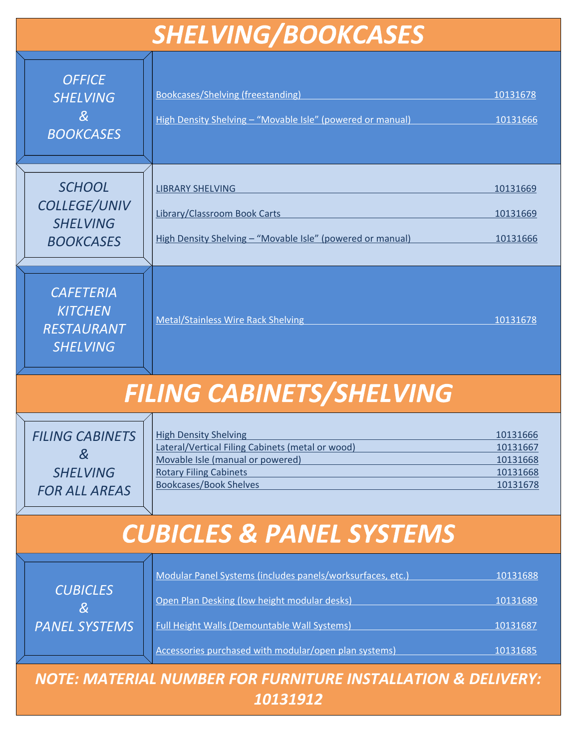# SHELVING/BOOKCASES

| Category | Item | Material Number |
| --- | --- | --- |
| *OFFICE SHELVING & BOOKCASES* | Bookcases/Shelving (freestanding) | 10131678 |
| | High Density Shelving – "Movable Isle" (powered or manual) | 10131666 |
| *SCHOOL COLLEGE/UNIV SHELVING BOOKCASES* | LIBRARY SHELVING | 10131669 |
| | Library/Classroom Book Carts | 10131669 |
| | High Density Shelving – "Movable Isle" (powered or manual) | 10131666 |
| *CAFETERIA KITCHEN RESTAURANT SHELVING* | Metal/Stainless Wire Rack Shelving | 10131678 |

# FILING CABINETS/SHELVING

| Category | Item | Material Number |
| --- | --- | --- |
| *FILING CABINETS & SHELVING FOR ALL AREAS* | High Density Shelving | 10131666 |
| | Lateral/Vertical Filing Cabinets (metal or wood) | 10131667 |
| | Movable Isle (manual or powered) | 10131668 |
| | Rotary Filing Cabinets | 10131668 |
| | Bookcases/Book Shelves | 10131678 |

# CUBICLES & PANEL SYSTEMS

| Category | Item | Material Number |
| --- | --- | --- |
| *CUBICLES & PANEL SYSTEMS* | Modular Panel Systems (includes panels/worksurfaces, etc.) | 10131688 |
| | Open Plan Desking (low height modular desks) | 10131689 |
| | Full Height Walls (Demountable Wall Systems) | 10131687 |
| | Accessories purchased with modular/open plan systems) | 10131685 |

***NOTE: MATERIAL NUMBER FOR FURNITURE INSTALLATION & DELIVERY: 10131912***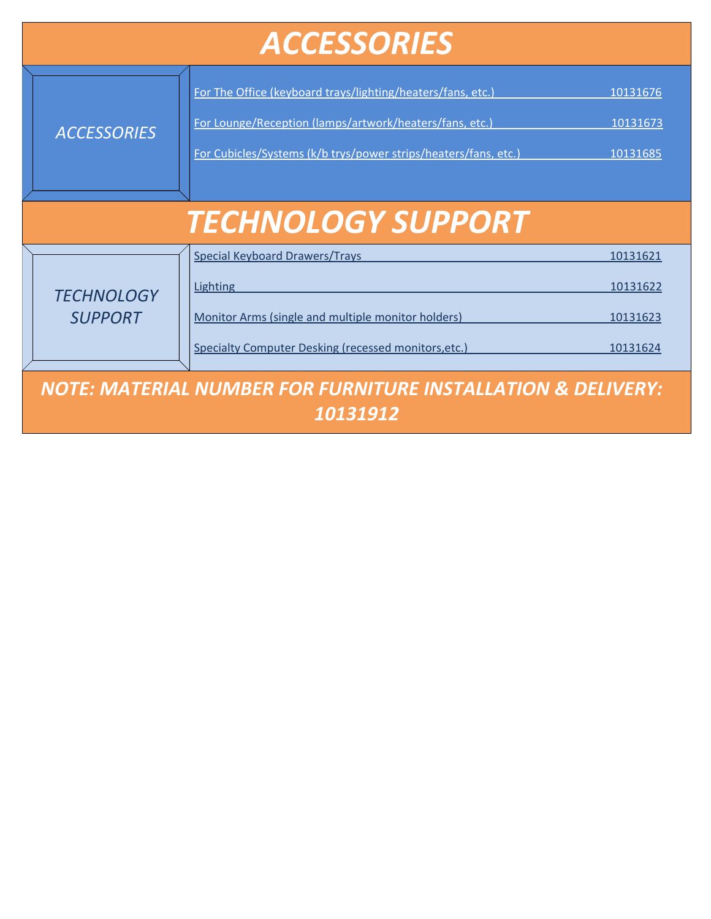# ACCESSORIES

| | | |
|---|---|---|
| *ACCESSORIES* | For The Office (keyboard trays/lighting/heaters/fans, etc.) | 10131676 |
| | For Lounge/Reception (lamps/artwork/heaters/fans, etc.) | 10131673 |
| | For Cubicles/Systems (k/b trys/power strips/heaters/fans, etc.) | 10131685 |

# TECHNOLOGY SUPPORT

| | | |
|---|---|---|
| *TECHNOLOGY SUPPORT* | Special Keyboard Drawers/Trays | 10131621 |
| | Lighting | 10131622 |
| | Monitor Arms (single and multiple monitor holders) | 10131623 |
| | Specialty Computer Desking (recessed monitors,etc.) | 10131624 |

***NOTE: MATERIAL NUMBER FOR FURNITURE INSTALLATION & DELIVERY: 10131912***